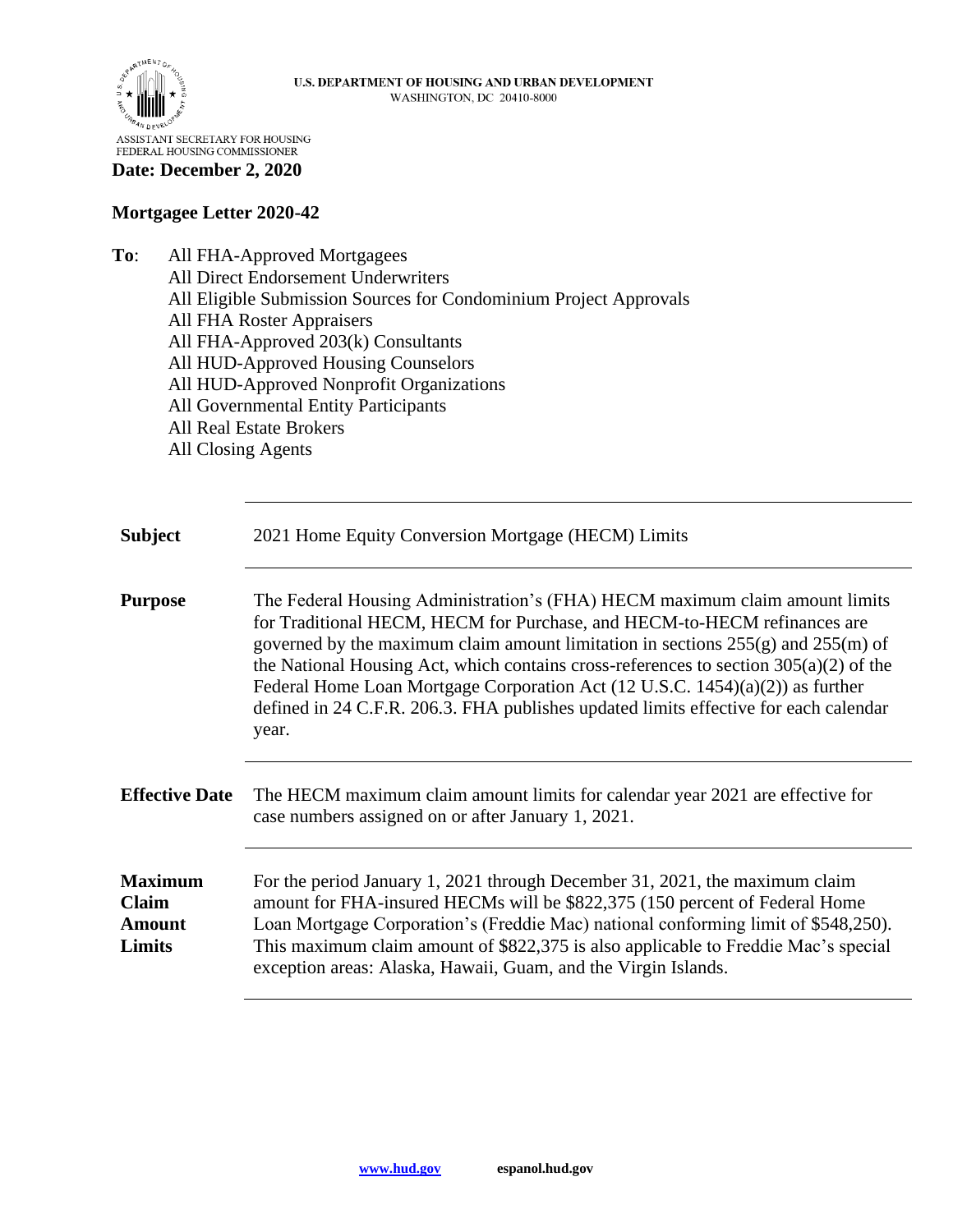U.S. DEPARTMENT OF HOUSING AND URBAN DEVELOPMENT
WASHINGTON, DC 20410-8000

ASSISTANT SECRETARY FOR HOUSING
FEDERAL HOUSING COMMISSIONER

**Date: December 2, 2020**

**Mortgagee Letter 2020-42**

**To**: All FHA-Approved Mortgagees
All Direct Endorsement Underwriters
All Eligible Submission Sources for Condominium Project Approvals
All FHA Roster Appraisers
All FHA-Approved 203(k) Consultants
All HUD-Approved Housing Counselors
All HUD-Approved Nonprofit Organizations
All Governmental Entity Participants
All Real Estate Brokers
All Closing Agents

| | |
|---|---|
| **Subject** | 2021 Home Equity Conversion Mortgage (HECM) Limits |
| **Purpose** | The Federal Housing Administration's (FHA) HECM maximum claim amount limits for Traditional HECM, HECM for Purchase, and HECM-to-HECM refinances are governed by the maximum claim amount limitation in sections 255(g) and 255(m) of the National Housing Act, which contains cross-references to section 305(a)(2) of the Federal Home Loan Mortgage Corporation Act (12 U.S.C. 1454)(a)(2)) as further defined in 24 C.F.R. 206.3. FHA publishes updated limits effective for each calendar year. |
| **Effective Date** | The HECM maximum claim amount limits for calendar year 2021 are effective for case numbers assigned on or after January 1, 2021. |
| **Maximum Claim Amount Limits** | For the period January 1, 2021 through December 31, 2021, the maximum claim amount for FHA-insured HECMs will be $822,375 (150 percent of Federal Home Loan Mortgage Corporation's (Freddie Mac) national conforming limit of $548,250). This maximum claim amount of $822,375 is also applicable to Freddie Mac's special exception areas: Alaska, Hawaii, Guam, and the Virgin Islands. |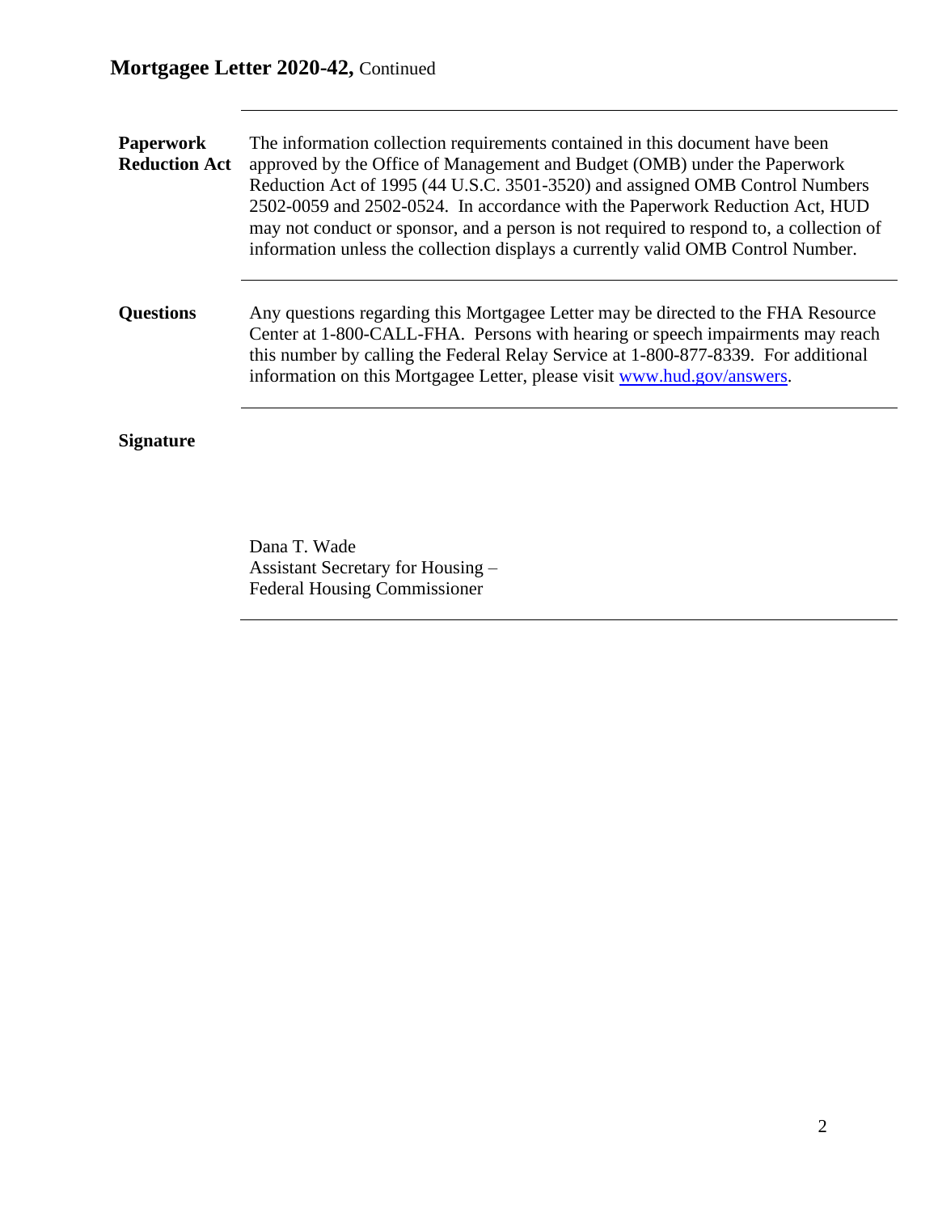**Paperwork Reduction Act**

The information collection requirements contained in this document have been approved by the Office of Management and Budget (OMB) under the Paperwork Reduction Act of 1995 (44 U.S.C. 3501-3520) and assigned OMB Control Numbers 2502-0059 and 2502-0524. In accordance with the Paperwork Reduction Act, HUD may not conduct or sponsor, and a person is not required to respond to, a collection of information unless the collection displays a currently valid OMB Control Number.

**Questions**

Any questions regarding this Mortgagee Letter may be directed to the FHA Resource Center at 1-800-CALL-FHA. Persons with hearing or speech impairments may reach this number by calling the Federal Relay Service at 1-800-877-8339. For additional information on this Mortgagee Letter, please visit [www.hud.gov/answers](http://www.hud.gov/answers).

**Signature**

Dana T. Wade
Assistant Secretary for Housing –
Federal Housing Commissioner